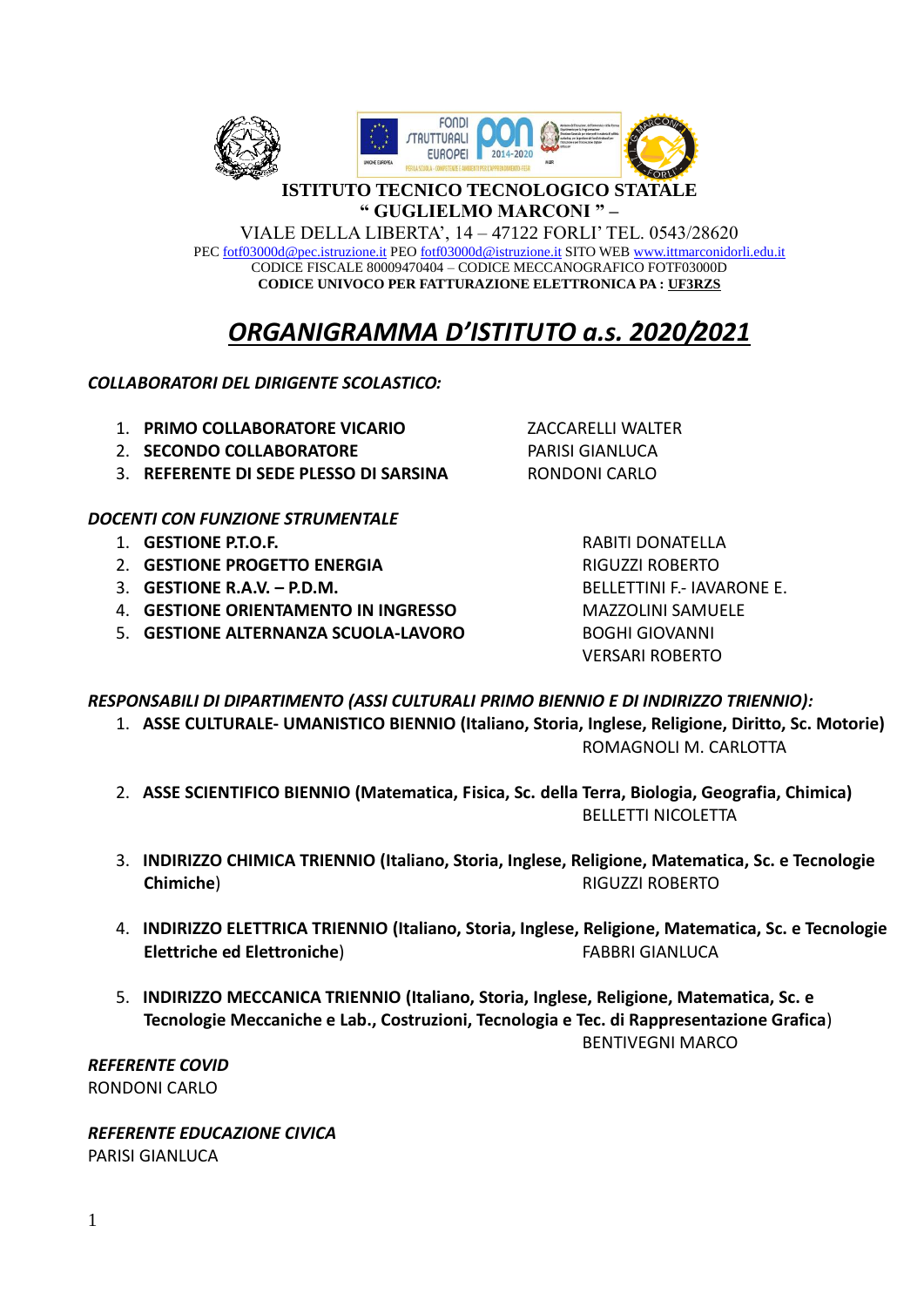**ISTITUTO TECNICO TECNOLOGICO STATALE**
**" GUGLIELMO MARCONI " –**

VIALE DELLA LIBERTA', 14 – 47122 FORLI' TEL. 0543/28620
PEC fotf03000d@pec.istruzione.it PEO fotf03000d@istruzione.it SITO WEB www.ittmarconidorli.edu.it
CODICE FISCALE 80009470404 – CODICE MECCANOGRAFICO FOTF03000D
**CODICE UNIVOCO PER FATTURAZIONE ELETTRONICA PA : UF3RZS**

# ***ORGANIGRAMMA D'ISTITUTO a.s. 2020/2021***

***COLLABORATORI DEL DIRIGENTE SCOLASTICO:***

1. **PRIMO COLLABORATORE VICARIO** — ZACCARELLI WALTER
2. **SECONDO COLLABORATORE** — PARISI GIANLUCA
3. **REFERENTE DI SEDE PLESSO DI SARSINA** — RONDONI CARLO

***DOCENTI CON FUNZIONE STRUMENTALE***

1. **GESTIONE P.T.O.F.** — RABITI DONATELLA
2. **GESTIONE PROGETTO ENERGIA** — RIGUZZI ROBERTO
3. **GESTIONE R.A.V. – P.D.M.** — BELLETTINI F.- IAVARONE E.
4. **GESTIONE ORIENTAMENTO IN INGRESSO** — MAZZOLINI SAMUELE
5. **GESTIONE ALTERNANZA SCUOLA-LAVORO** — BOGHI GIOVANNI, VERSARI ROBERTO

***RESPONSABILI DI DIPARTIMENTO (ASSI CULTURALI PRIMO BIENNIO E DI INDIRIZZO TRIENNIO):***

1. **ASSE CULTURALE- UMANISTICO BIENNIO (Italiano, Storia, Inglese, Religione, Diritto, Sc. Motorie)** — ROMAGNOLI M. CARLOTTA
2. **ASSE SCIENTIFICO BIENNIO (Matematica, Fisica, Sc. della Terra, Biologia, Geografia, Chimica)** — BELLETTI NICOLETTA
3. **INDIRIZZO CHIMICA TRIENNIO (Italiano, Storia, Inglese, Religione, Matematica, Sc. e Tecnologie Chimiche)** — RIGUZZI ROBERTO
4. **INDIRIZZO ELETTRICA TRIENNIO (Italiano, Storia, Inglese, Religione, Matematica, Sc. e Tecnologie Elettriche ed Elettroniche)** — FABBRI GIANLUCA
5. **INDIRIZZO MECCANICA TRIENNIO (Italiano, Storia, Inglese, Religione, Matematica, Sc. e Tecnologie Meccaniche e Lab., Costruzioni, Tecnologia e Tec. di Rappresentazione Grafica)** — BENTIVEGNI MARCO

***REFERENTE COVID***
RONDONI CARLO

***REFERENTE EDUCAZIONE CIVICA***
PARISI GIANLUCA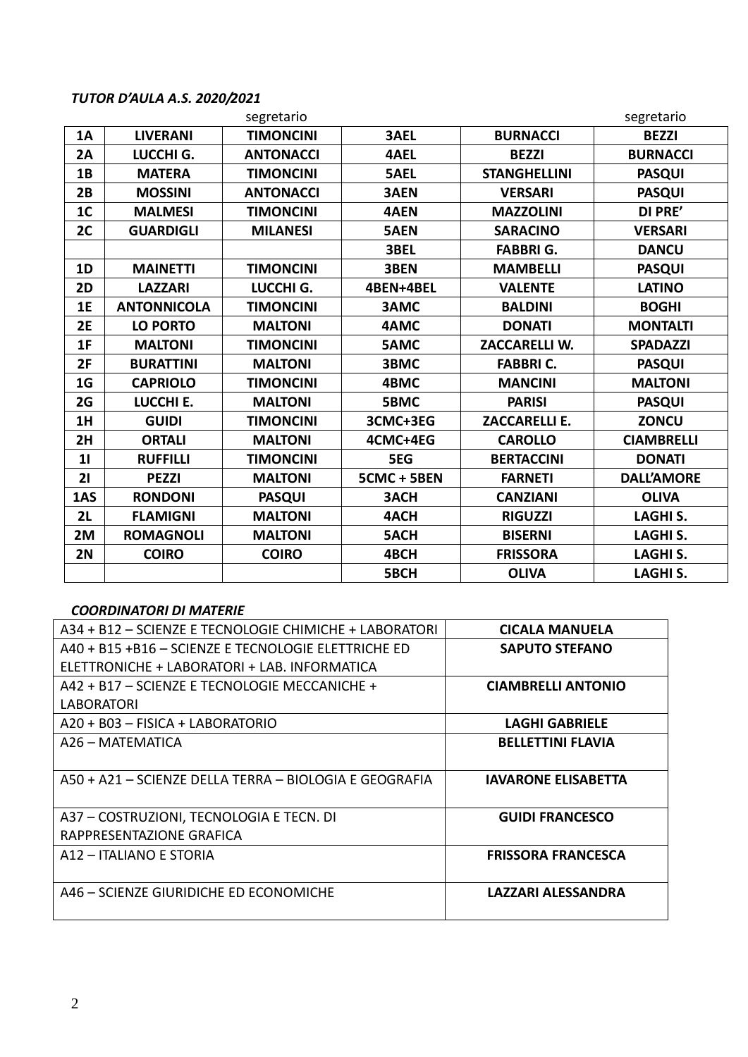***TUTOR D'AULA A.S. 2020/2021***

| | | segretario | | | segretario |
|---|---|---|---|---|---|
| **1A** | **LIVERANI** | **TIMONCINI** | **3AEL** | **BURNACCI** | **BEZZI** |
| **2A** | **LUCCHI G.** | **ANTONACCI** | **4AEL** | **BEZZI** | **BURNACCI** |
| **1B** | **MATERA** | **TIMONCINI** | **5AEL** | **STANGHELLINI** | **PASQUI** |
| **2B** | **MOSSINI** | **ANTONACCI** | **3AEN** | **VERSARI** | **PASQUI** |
| **1C** | **MALMESI** | **TIMONCINI** | **4AEN** | **MAZZOLINI** | **DI PRE'** |
| **2C** | **GUARDIGLI** | **MILANESI** | **5AEN** | **SARACINO** | **VERSARI** |
| | | | **3BEL** | **FABBRI G.** | **DANCU** |
| **1D** | **MAINETTI** | **TIMONCINI** | **3BEN** | **MAMBELLI** | **PASQUI** |
| **2D** | **LAZZARI** | **LUCCHI G.** | **4BEN+4BEL** | **VALENTE** | **LATINO** |
| **1E** | **ANTONNICOLA** | **TIMONCINI** | **3AMC** | **BALDINI** | **BOGHI** |
| **2E** | **LO PORTO** | **MALTONI** | **4AMC** | **DONATI** | **MONTALTI** |
| **1F** | **MALTONI** | **TIMONCINI** | **5AMC** | **ZACCARELLI W.** | **SPADAZZI** |
| **2F** | **BURATTINI** | **MALTONI** | **3BMC** | **FABBRI C.** | **PASQUI** |
| **1G** | **CAPRIOLO** | **TIMONCINI** | **4BMC** | **MANCINI** | **MALTONI** |
| **2G** | **LUCCHI E.** | **MALTONI** | **5BMC** | **PARISI** | **PASQUI** |
| **1H** | **GUIDI** | **TIMONCINI** | **3CMC+3EG** | **ZACCARELLI E.** | **ZONCU** |
| **2H** | **ORTALI** | **MALTONI** | **4CMC+4EG** | **CAROLLO** | **CIAMBRELLI** |
| **1I** | **RUFFILLI** | **TIMONCINI** | **5EG** | **BERTACCINI** | **DONATI** |
| **2I** | **PEZZI** | **MALTONI** | **5CMC + 5BEN** | **FARNETI** | **DALL'AMORE** |
| **1AS** | **RONDONI** | **PASQUI** | **3ACH** | **CANZIANI** | **OLIVA** |
| **2L** | **FLAMIGNI** | **MALTONI** | **4ACH** | **RIGUZZI** | **LAGHI S.** |
| **2M** | **ROMAGNOLI** | **MALTONI** | **5ACH** | **BISERNI** | **LAGHI S.** |
| **2N** | **COIRO** | **COIRO** | **4BCH** | **FRISSORA** | **LAGHI S.** |
| | | | **5BCH** | **OLIVA** | **LAGHI S.** |

***COORDINATORI DI MATERIE***

| | |
|---|---|
| A34 + B12 – SCIENZE E TECNOLOGIE CHIMICHE + LABORATORI | **CICALA MANUELA** |
| A40 + B15 +B16 – SCIENZE E TECNOLOGIE ELETTRICHE ED ELETTRONICHE + LABORATORI + LAB. INFORMATICA | **SAPUTO STEFANO** |
| A42 + B17 – SCIENZE E TECNOLOGIE MECCANICHE + LABORATORI | **CIAMBRELLI ANTONIO** |
| A20 + B03 – FISICA + LABORATORIO | **LAGHI GABRIELE** |
| A26 – MATEMATICA | **BELLETTINI FLAVIA** |
| A50 + A21 – SCIENZE DELLA TERRA – BIOLOGIA E GEOGRAFIA | **IAVARONE ELISABETTA** |
| A37 – COSTRUZIONI, TECNOLOGIA E TECN. DI RAPPRESENTAZIONE GRAFICA | **GUIDI FRANCESCO** |
| A12 – ITALIANO E STORIA | **FRISSORA FRANCESCA** |
| A46 – SCIENZE GIURIDICHE ED ECONOMICHE | **LAZZARI ALESSANDRA** |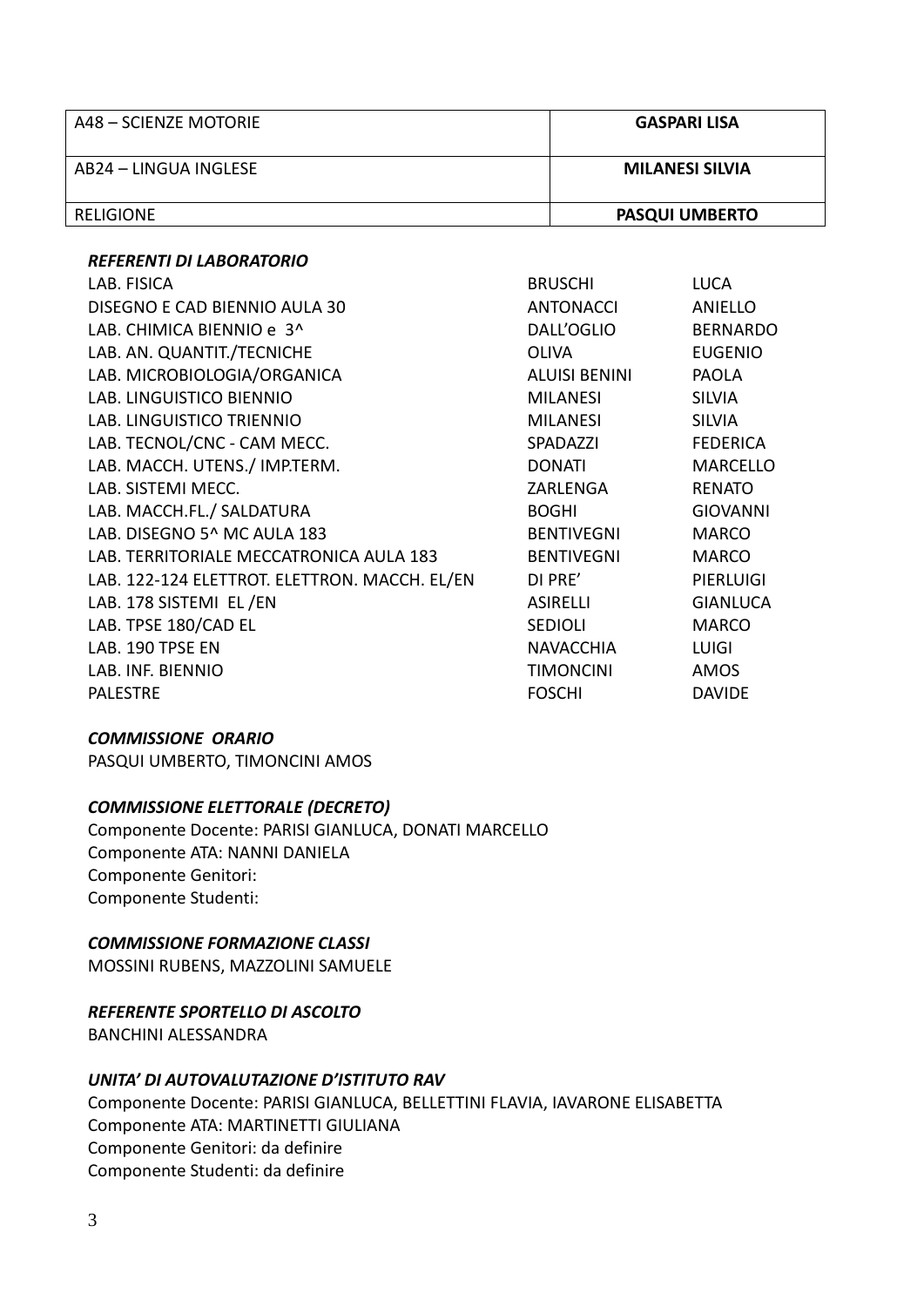| A48 – SCIENZE MOTORIE | **GASPARI LISA** |
|---|---|
| AB24 – LINGUA INGLESE | **MILANESI SILVIA** |
| RELIGIONE | **PASQUI UMBERTO** |

***REFERENTI DI LABORATORIO***

| | | |
|---|---|---|
| LAB. FISICA | BRUSCHI | LUCA |
| DISEGNO E CAD BIENNIO AULA 30 | ANTONACCI | ANIELLO |
| LAB. CHIMICA BIENNIO e 3^ | DALL'OGLIO | BERNARDO |
| LAB. AN. QUANTIT./TECNICHE | OLIVA | EUGENIO |
| LAB. MICROBIOLOGIA/ORGANICA | ALUISI BENINI | PAOLA |
| LAB. LINGUISTICO BIENNIO | MILANESI | SILVIA |
| LAB. LINGUISTICO TRIENNIO | MILANESI | SILVIA |
| LAB. TECNOL/CNC - CAM MECC. | SPADAZZI | FEDERICA |
| LAB. MACCH. UTENS./ IMP.TERM. | DONATI | MARCELLO |
| LAB. SISTEMI MECC. | ZARLENGA | RENATO |
| LAB. MACCH.FL./ SALDATURA | BOGHI | GIOVANNI |
| LAB. DISEGNO 5^ MC AULA 183 | BENTIVEGNI | MARCO |
| LAB. TERRITORIALE MECCATRONICA AULA 183 | BENTIVEGNI | MARCO |
| LAB. 122-124 ELETTROT. ELETTRON. MACCH. EL/EN | DI PRE' | PIERLUIGI |
| LAB. 178 SISTEMI EL /EN | ASIRELLI | GIANLUCA |
| LAB. TPSE 180/CAD EL | SEDIOLI | MARCO |
| LAB. 190 TPSE EN | NAVACCHIA | LUIGI |
| LAB. INF. BIENNIO | TIMONCINI | AMOS |
| PALESTRE | FOSCHI | DAVIDE |

***COMMISSIONE ORARIO***

PASQUI UMBERTO, TIMONCINI AMOS

***COMMISSIONE ELETTORALE (DECRETO)***

Componente Docente: PARISI GIANLUCA, DONATI MARCELLO
Componente ATA: NANNI DANIELA
Componente Genitori:
Componente Studenti:

***COMMISSIONE FORMAZIONE CLASSI***

MOSSINI RUBENS, MAZZOLINI SAMUELE

***REFERENTE SPORTELLO DI ASCOLTO***

BANCHINI ALESSANDRA

***UNITA' DI AUTOVALUTAZIONE D'ISTITUTO RAV***

Componente Docente: PARISI GIANLUCA, BELLETTINI FLAVIA, IAVARONE ELISABETTA
Componente ATA: MARTINETTI GIULIANA
Componente Genitori: da definire
Componente Studenti: da definire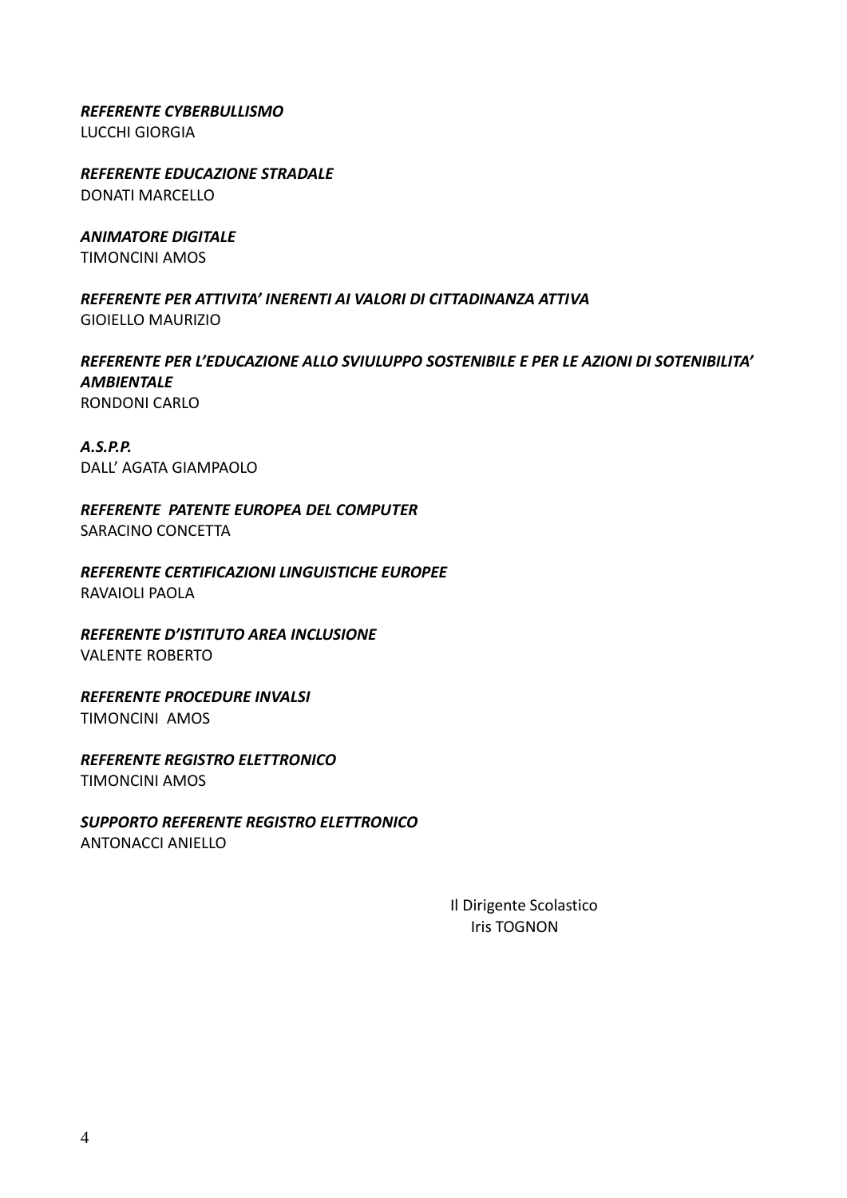***REFERENTE CYBERBULLISMO***
LUCCHI GIORGIA

***REFERENTE EDUCAZIONE STRADALE***
DONATI MARCELLO

***ANIMATORE DIGITALE***
TIMONCINI AMOS

***REFERENTE PER ATTIVITA' INERENTI AI VALORI DI CITTADINANZA ATTIVA***
GIOIELLO MAURIZIO

***REFERENTE PER L'EDUCAZIONE ALLO SVIULUPPO SOSTENIBILE E PER LE AZIONI DI SOTENIBILITA' AMBIENTALE***
RONDONI CARLO

***A.S.P.P.***
DALL' AGATA GIAMPAOLO

***REFERENTE PATENTE EUROPEA DEL COMPUTER***
SARACINO CONCETTA

***REFERENTE CERTIFICAZIONI LINGUISTICHE EUROPEE***
RAVAIOLI PAOLA

***REFERENTE D'ISTITUTO AREA INCLUSIONE***
VALENTE ROBERTO

***REFERENTE PROCEDURE INVALSI***
TIMONCINI AMOS

***REFERENTE REGISTRO ELETTRONICO***
TIMONCINI AMOS

***SUPPORTO REFERENTE REGISTRO ELETTRONICO***
ANTONACCI ANIELLO

Il Dirigente Scolastico
Iris TOGNON